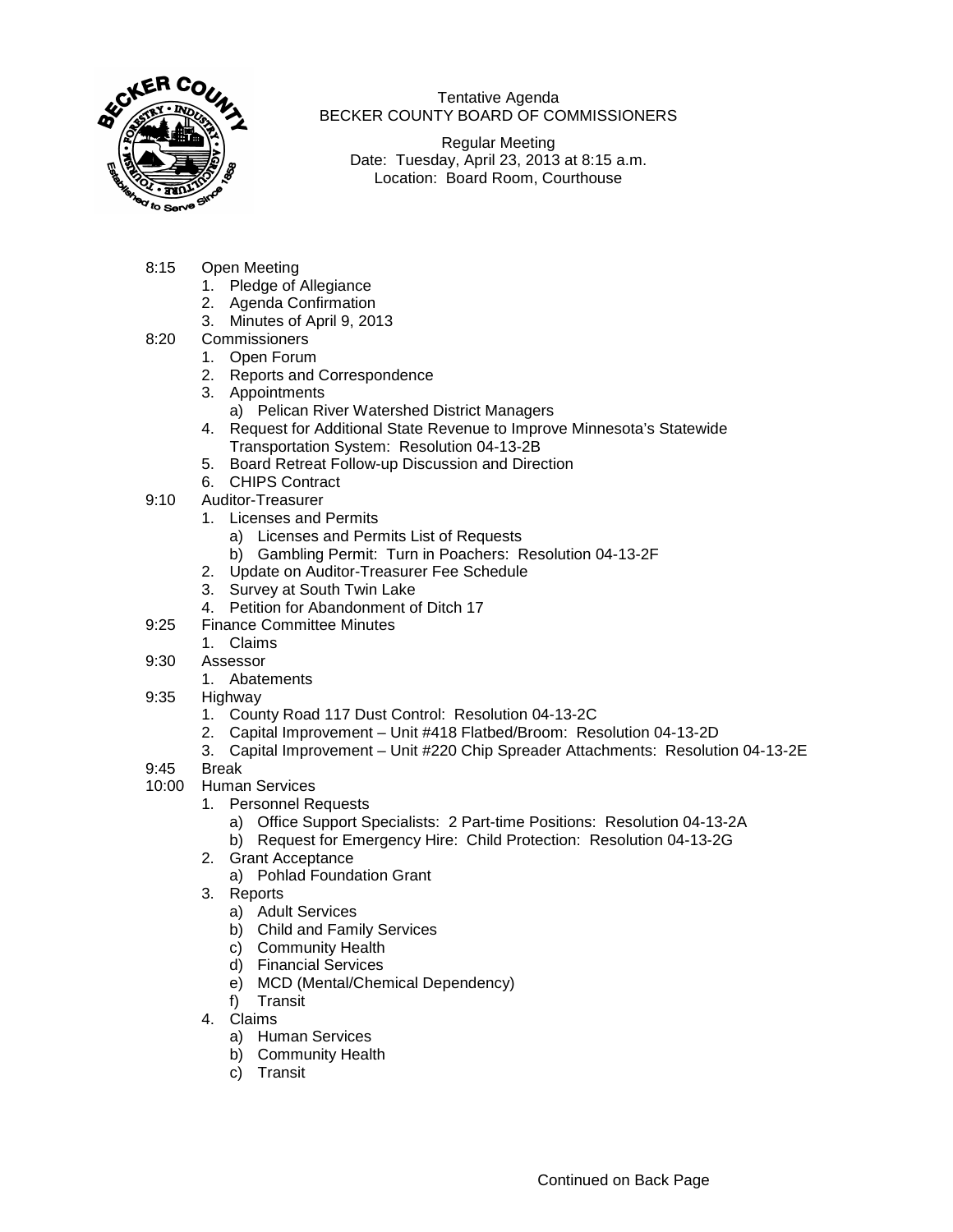Tentative Agenda
BECKER COUNTY BOARD OF COMMISSIONERS

Regular Meeting
Date: Tuesday, April 23, 2013 at 8:15 a.m.
Location: Board Room, Courthouse

8:15 Open Meeting
1. Pledge of Allegiance
2. Agenda Confirmation
3. Minutes of April 9, 2013

8:20 Commissioners
1. Open Forum
2. Reports and Correspondence
3. Appointments
   a) Pelican River Watershed District Managers
4. Request for Additional State Revenue to Improve Minnesota's Statewide Transportation System: Resolution 04-13-2B
5. Board Retreat Follow-up Discussion and Direction
6. CHIPS Contract

9:10 Auditor-Treasurer
1. Licenses and Permits
   a) Licenses and Permits List of Requests
   b) Gambling Permit: Turn in Poachers: Resolution 04-13-2F
2. Update on Auditor-Treasurer Fee Schedule
3. Survey at South Twin Lake
4. Petition for Abandonment of Ditch 17

9:25 Finance Committee Minutes
1. Claims

9:30 Assessor
1. Abatements

9:35 Highway
1. County Road 117 Dust Control: Resolution 04-13-2C
2. Capital Improvement – Unit #418 Flatbed/Broom: Resolution 04-13-2D
3. Capital Improvement – Unit #220 Chip Spreader Attachments: Resolution 04-13-2E

9:45 Break

10:00 Human Services
1. Personnel Requests
   a) Office Support Specialists: 2 Part-time Positions: Resolution 04-13-2A
   b) Request for Emergency Hire: Child Protection: Resolution 04-13-2G
2. Grant Acceptance
   a) Pohlad Foundation Grant
3. Reports
   a) Adult Services
   b) Child and Family Services
   c) Community Health
   d) Financial Services
   e) MCD (Mental/Chemical Dependency)
   f) Transit
4. Claims
   a) Human Services
   b) Community Health
   c) Transit

Continued on Back Page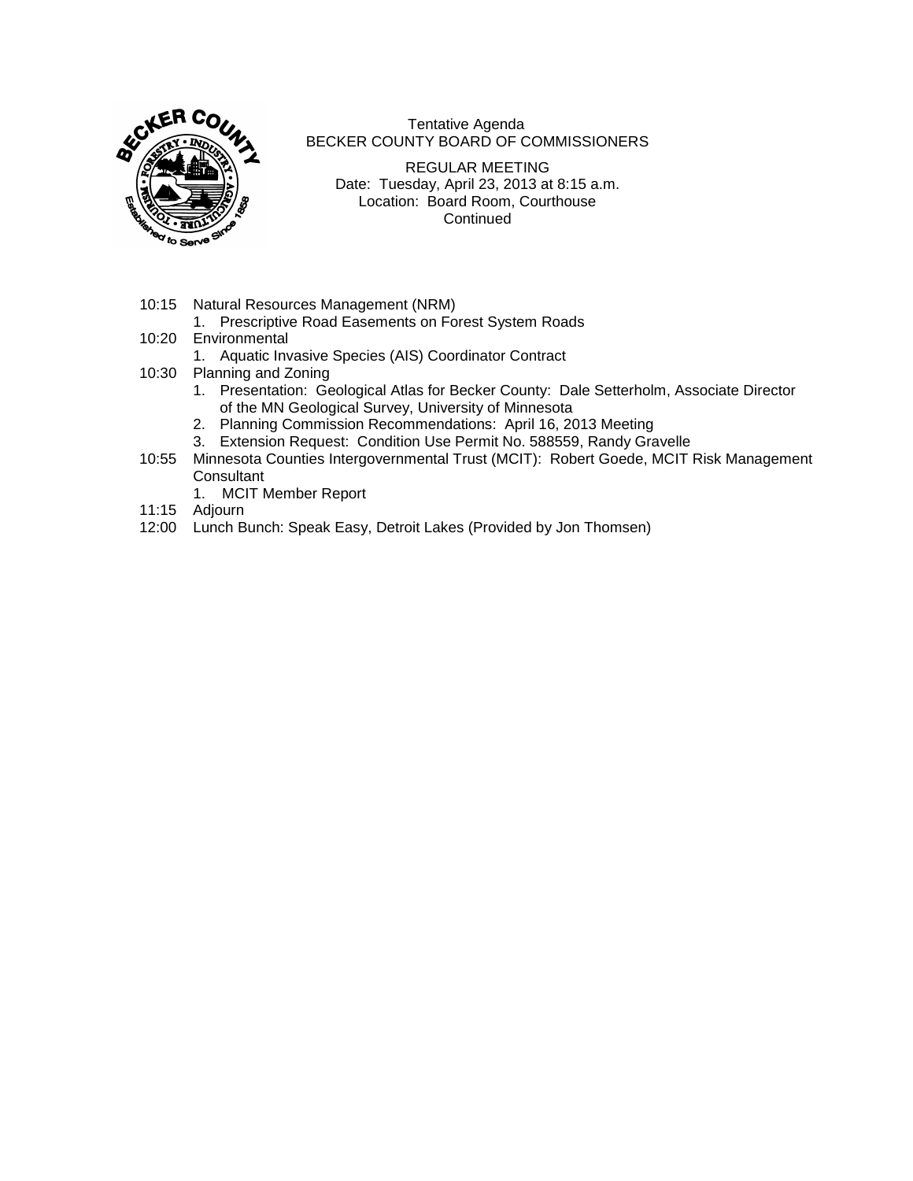Tentative Agenda
BECKER COUNTY BOARD OF COMMISSIONERS

REGULAR MEETING
Date: Tuesday, April 23, 2013 at 8:15 a.m.
Location: Board Room, Courthouse
Continued

- 10:15 Natural Resources Management (NRM)
  1. Prescriptive Road Easements on Forest System Roads
- 10:20 Environmental
  1. Aquatic Invasive Species (AIS) Coordinator Contract
- 10:30 Planning and Zoning
  1. Presentation: Geological Atlas for Becker County: Dale Setterholm, Associate Director of the MN Geological Survey, University of Minnesota
  2. Planning Commission Recommendations: April 16, 2013 Meeting
  3. Extension Request: Condition Use Permit No. 588559, Randy Gravelle
- 10:55 Minnesota Counties Intergovernmental Trust (MCIT): Robert Goede, MCIT Risk Management Consultant
  1. MCIT Member Report
- 11:15 Adjourn
- 12:00 Lunch Bunch: Speak Easy, Detroit Lakes (Provided by Jon Thomsen)